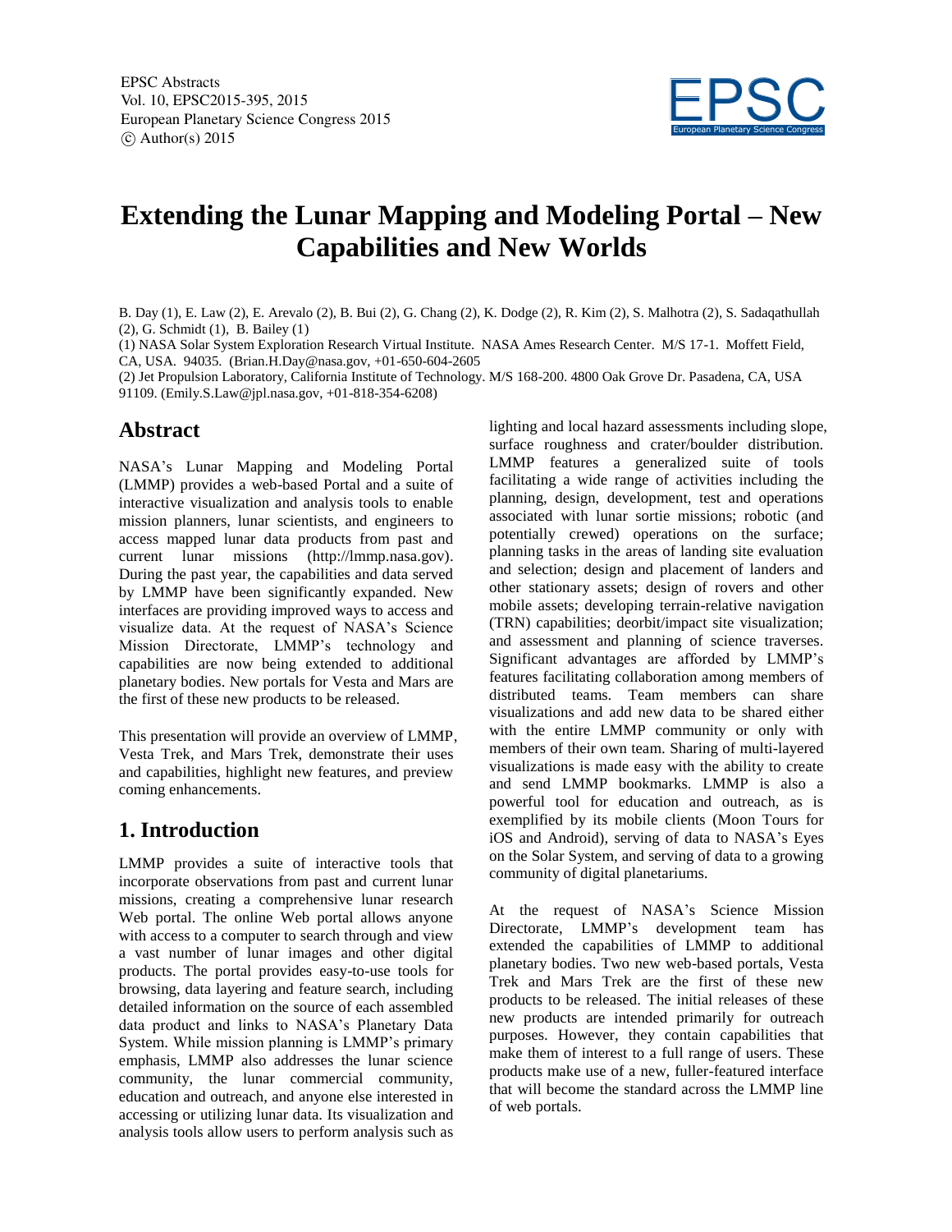# Extending the Lunar Mapping and Modeling Portal – New Capabilities and New Worlds

B. Day (1), E. Law (2), E. Arevalo (2), B. Bui (2), G. Chang (2), K. Dodge (2), R. Kim (2), S. Malhotra (2), S. Sadaqathullah (2), G. Schmidt (1), B. Bailey (1)

(1) NASA Solar System Exploration Research Virtual Institute. NASA Ames Research Center. M/S 17-1. Moffett Field, CA, USA. 94035. (Brian.H.Day@nasa.gov, +01-650-604-2605

(2) Jet Propulsion Laboratory, California Institute of Technology. M/S 168-200. 4800 Oak Grove Dr. Pasadena, CA, USA 91109. (Emily.S.Law@jpl.nasa.gov, +01-818-354-6208)

## Abstract

NASA's Lunar Mapping and Modeling Portal (LMMP) provides a web-based Portal and a suite of interactive visualization and analysis tools to enable mission planners, lunar scientists, and engineers to access mapped lunar data products from past and current lunar missions (http://lmmp.nasa.gov). During the past year, the capabilities and data served by LMMP have been significantly expanded. New interfaces are providing improved ways to access and visualize data. At the request of NASA's Science Mission Directorate, LMMP's technology and capabilities are now being extended to additional planetary bodies. New portals for Vesta and Mars are the first of these new products to be released.

This presentation will provide an overview of LMMP, Vesta Trek, and Mars Trek, demonstrate their uses and capabilities, highlight new features, and preview coming enhancements.

## 1. Introduction

LMMP provides a suite of interactive tools that incorporate observations from past and current lunar missions, creating a comprehensive lunar research Web portal. The online Web portal allows anyone with access to a computer to search through and view a vast number of lunar images and other digital products. The portal provides easy-to-use tools for browsing, data layering and feature search, including detailed information on the source of each assembled data product and links to NASA's Planetary Data System. While mission planning is LMMP's primary emphasis, LMMP also addresses the lunar science community, the lunar commercial community, education and outreach, and anyone else interested in accessing or utilizing lunar data. Its visualization and analysis tools allow users to perform analysis such as lighting and local hazard assessments including slope, surface roughness and crater/boulder distribution. LMMP features a generalized suite of tools facilitating a wide range of activities including the planning, design, development, test and operations associated with lunar sortie missions; robotic (and potentially crewed) operations on the surface; planning tasks in the areas of landing site evaluation and selection; design and placement of landers and other stationary assets; design of rovers and other mobile assets; developing terrain-relative navigation (TRN) capabilities; deorbit/impact site visualization; and assessment and planning of science traverses. Significant advantages are afforded by LMMP's features facilitating collaboration among members of distributed teams. Team members can share visualizations and add new data to be shared either with the entire LMMP community or only with members of their own team. Sharing of multi-layered visualizations is made easy with the ability to create and send LMMP bookmarks. LMMP is also a powerful tool for education and outreach, as is exemplified by its mobile clients (Moon Tours for iOS and Android), serving of data to NASA's Eyes on the Solar System, and serving of data to a growing community of digital planetariums.

At the request of NASA's Science Mission Directorate, LMMP's development team has extended the capabilities of LMMP to additional planetary bodies. Two new web-based portals, Vesta Trek and Mars Trek are the first of these new products to be released. The initial releases of these new products are intended primarily for outreach purposes. However, they contain capabilities that make them of interest to a full range of users. These products make use of a new, fuller-featured interface that will become the standard across the LMMP line of web portals.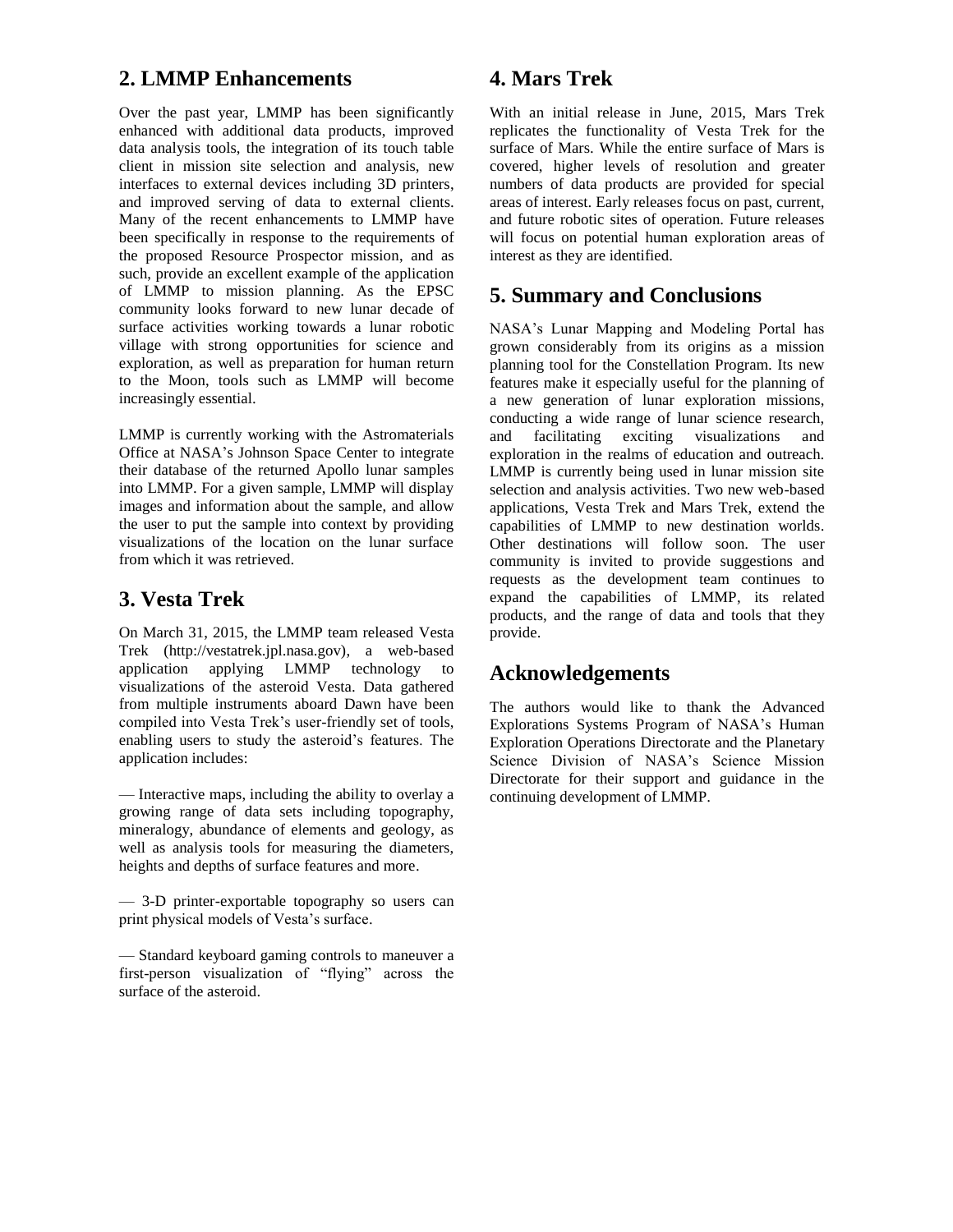## 2. LMMP Enhancements

Over the past year, LMMP has been significantly enhanced with additional data products, improved data analysis tools, the integration of its touch table client in mission site selection and analysis, new interfaces to external devices including 3D printers, and improved serving of data to external clients. Many of the recent enhancements to LMMP have been specifically in response to the requirements of the proposed Resource Prospector mission, and as such, provide an excellent example of the application of LMMP to mission planning. As the EPSC community looks forward to new lunar decade of surface activities working towards a lunar robotic village with strong opportunities for science and exploration, as well as preparation for human return to the Moon, tools such as LMMP will become increasingly essential.

LMMP is currently working with the Astromaterials Office at NASA's Johnson Space Center to integrate their database of the returned Apollo lunar samples into LMMP. For a given sample, LMMP will display images and information about the sample, and allow the user to put the sample into context by providing visualizations of the location on the lunar surface from which it was retrieved.

## 3. Vesta Trek

On March 31, 2015, the LMMP team released Vesta Trek (http://vestatrek.jpl.nasa.gov), a web-based application applying LMMP technology to visualizations of the asteroid Vesta. Data gathered from multiple instruments aboard Dawn have been compiled into Vesta Trek's user-friendly set of tools, enabling users to study the asteroid's features. The application includes:

— Interactive maps, including the ability to overlay a growing range of data sets including topography, mineralogy, abundance of elements and geology, as well as analysis tools for measuring the diameters, heights and depths of surface features and more.

— 3-D printer-exportable topography so users can print physical models of Vesta's surface.

— Standard keyboard gaming controls to maneuver a first-person visualization of "flying" across the surface of the asteroid.

## 4. Mars Trek

With an initial release in June, 2015, Mars Trek replicates the functionality of Vesta Trek for the surface of Mars. While the entire surface of Mars is covered, higher levels of resolution and greater numbers of data products are provided for special areas of interest. Early releases focus on past, current, and future robotic sites of operation. Future releases will focus on potential human exploration areas of interest as they are identified.

## 5. Summary and Conclusions

NASA's Lunar Mapping and Modeling Portal has grown considerably from its origins as a mission planning tool for the Constellation Program. Its new features make it especially useful for the planning of a new generation of lunar exploration missions, conducting a wide range of lunar science research, and facilitating exciting visualizations and exploration in the realms of education and outreach. LMMP is currently being used in lunar mission site selection and analysis activities. Two new web-based applications, Vesta Trek and Mars Trek, extend the capabilities of LMMP to new destination worlds. Other destinations will follow soon. The user community is invited to provide suggestions and requests as the development team continues to expand the capabilities of LMMP, its related products, and the range of data and tools that they provide.

## Acknowledgements

The authors would like to thank the Advanced Explorations Systems Program of NASA's Human Exploration Operations Directorate and the Planetary Science Division of NASA's Science Mission Directorate for their support and guidance in the continuing development of LMMP.